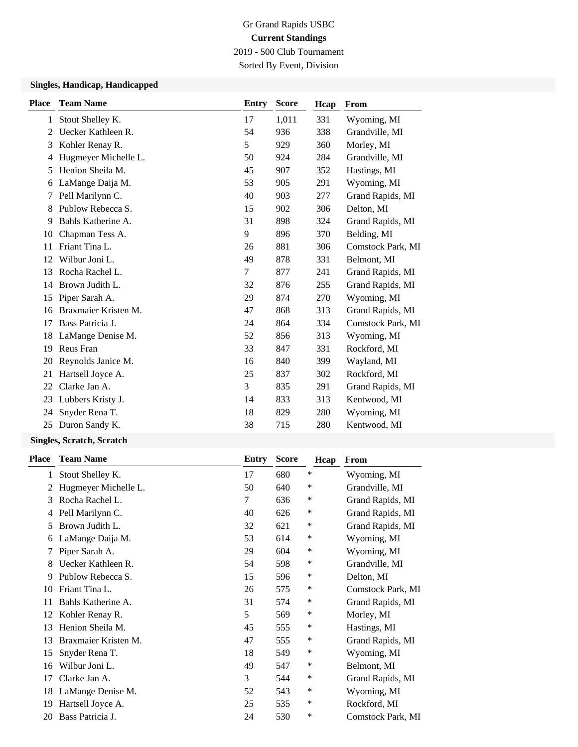Gr Grand Rapids USBC

**Current Standings**

2019 - 500 Club Tournament

Sorted By Event, Division

### Singles, Handicap, Handicapped

| Place | Team Name | Entry | Score | Hcap | From |
|---|---|---|---|---|---|
| 1 | Stout Shelley K. | 17 | 1,011 | 331 | Wyoming, MI |
| 2 | Uecker Kathleen R. | 54 | 936 | 338 | Grandville, MI |
| 3 | Kohler Renay R. | 5 | 929 | 360 | Morley, MI |
| 4 | Hugmeyer Michelle L. | 50 | 924 | 284 | Grandville, MI |
| 5 | Henion Sheila M. | 45 | 907 | 352 | Hastings, MI |
| 6 | LaMange Daija M. | 53 | 905 | 291 | Wyoming, MI |
| 7 | Pell Marilynn C. | 40 | 903 | 277 | Grand Rapids, MI |
| 8 | Publow Rebecca S. | 15 | 902 | 306 | Delton, MI |
| 9 | Bahls Katherine A. | 31 | 898 | 324 | Grand Rapids, MI |
| 10 | Chapman Tess A. | 9 | 896 | 370 | Belding, MI |
| 11 | Friant Tina L. | 26 | 881 | 306 | Comstock Park, MI |
| 12 | Wilbur Joni L. | 49 | 878 | 331 | Belmont, MI |
| 13 | Rocha Rachel L. | 7 | 877 | 241 | Grand Rapids, MI |
| 14 | Brown Judith L. | 32 | 876 | 255 | Grand Rapids, MI |
| 15 | Piper Sarah A. | 29 | 874 | 270 | Wyoming, MI |
| 16 | Braxmaier Kristen M. | 47 | 868 | 313 | Grand Rapids, MI |
| 17 | Bass Patricia J. | 24 | 864 | 334 | Comstock Park, MI |
| 18 | LaMange Denise M. | 52 | 856 | 313 | Wyoming, MI |
| 19 | Reus Fran | 33 | 847 | 331 | Rockford, MI |
| 20 | Reynolds Janice M. | 16 | 840 | 399 | Wayland, MI |
| 21 | Hartsell Joyce A. | 25 | 837 | 302 | Rockford, MI |
| 22 | Clarke Jan A. | 3 | 835 | 291 | Grand Rapids, MI |
| 23 | Lubbers Kristy J. | 14 | 833 | 313 | Kentwood, MI |
| 24 | Snyder Rena T. | 18 | 829 | 280 | Wyoming, MI |
| 25 | Duron Sandy K. | 38 | 715 | 280 | Kentwood, MI |

### Singles, Scratch, Scratch

| Place | Team Name | Entry | Score | Hcap | From |
|---|---|---|---|---|---|
| 1 | Stout Shelley K. | 17 | 680 | * | Wyoming, MI |
| 2 | Hugmeyer Michelle L. | 50 | 640 | * | Grandville, MI |
| 3 | Rocha Rachel L. | 7 | 636 | * | Grand Rapids, MI |
| 4 | Pell Marilynn C. | 40 | 626 | * | Grand Rapids, MI |
| 5 | Brown Judith L. | 32 | 621 | * | Grand Rapids, MI |
| 6 | LaMange Daija M. | 53 | 614 | * | Wyoming, MI |
| 7 | Piper Sarah A. | 29 | 604 | * | Wyoming, MI |
| 8 | Uecker Kathleen R. | 54 | 598 | * | Grandville, MI |
| 9 | Publow Rebecca S. | 15 | 596 | * | Delton, MI |
| 10 | Friant Tina L. | 26 | 575 | * | Comstock Park, MI |
| 11 | Bahls Katherine A. | 31 | 574 | * | Grand Rapids, MI |
| 12 | Kohler Renay R. | 5 | 569 | * | Morley, MI |
| 13 | Henion Sheila M. | 45 | 555 | * | Hastings, MI |
| 13 | Braxmaier Kristen M. | 47 | 555 | * | Grand Rapids, MI |
| 15 | Snyder Rena T. | 18 | 549 | * | Wyoming, MI |
| 16 | Wilbur Joni L. | 49 | 547 | * | Belmont, MI |
| 17 | Clarke Jan A. | 3 | 544 | * | Grand Rapids, MI |
| 18 | LaMange Denise M. | 52 | 543 | * | Wyoming, MI |
| 19 | Hartsell Joyce A. | 25 | 535 | * | Rockford, MI |
| 20 | Bass Patricia J. | 24 | 530 | * | Comstock Park, MI |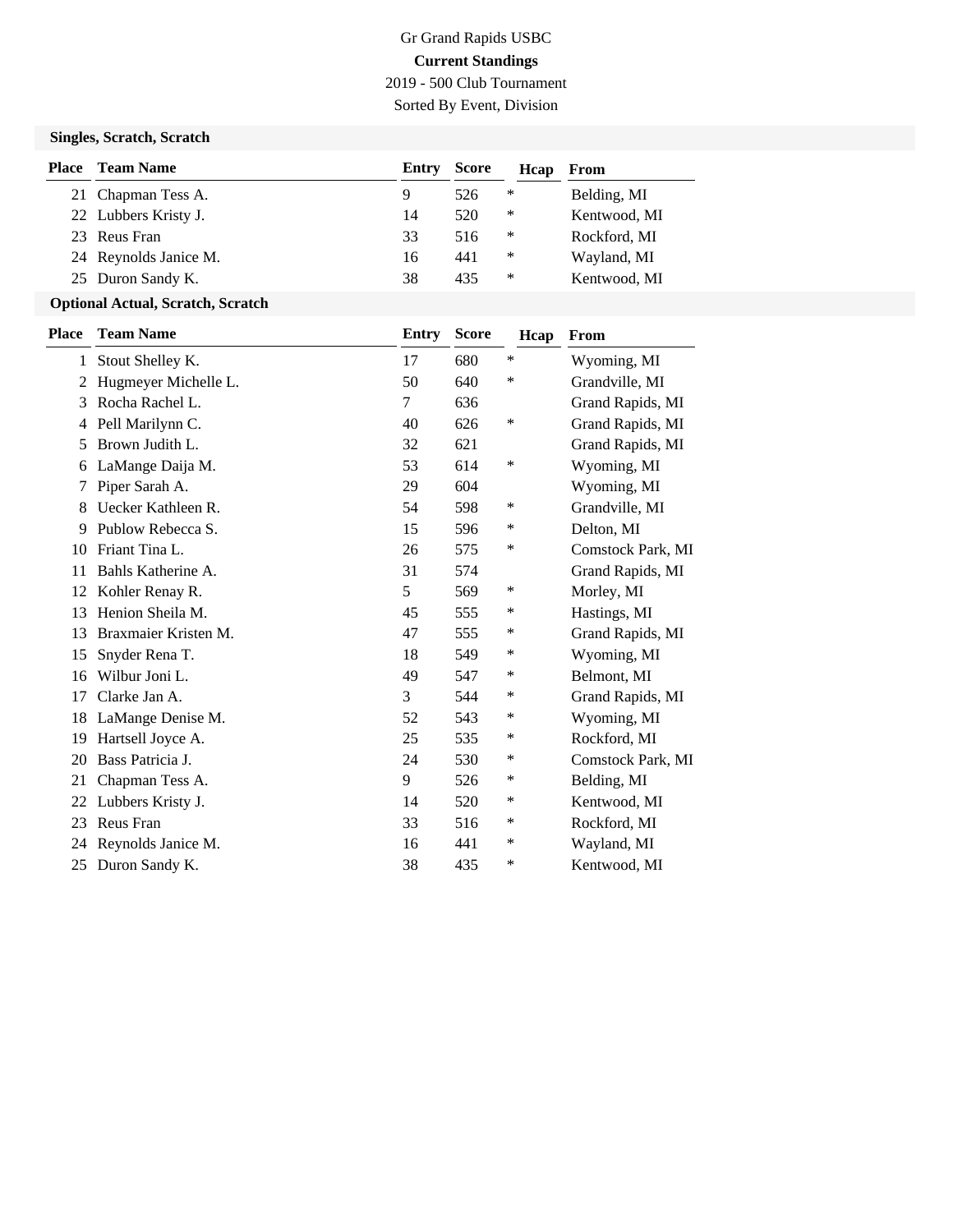Gr Grand Rapids USBC

**Current Standings**

2019 - 500 Club Tournament

Sorted By Event, Division

**Singles, Scratch, Scratch**

| Place | Team Name | Entry | Score | Hcap | From |
|---|---|---|---|---|---|
| 21 | Chapman Tess A. | 9 | 526 | * | Belding, MI |
| 22 | Lubbers Kristy J. | 14 | 520 | * | Kentwood, MI |
| 23 | Reus Fran | 33 | 516 | * | Rockford, MI |
| 24 | Reynolds Janice M. | 16 | 441 | * | Wayland, MI |
| 25 | Duron Sandy K. | 38 | 435 | * | Kentwood, MI |

**Optional Actual, Scratch, Scratch**

| Place | Team Name | Entry | Score | Hcap | From |
|---|---|---|---|---|---|
| 1 | Stout Shelley K. | 17 | 680 | * | Wyoming, MI |
| 2 | Hugmeyer Michelle L. | 50 | 640 | * | Grandville, MI |
| 3 | Rocha Rachel L. | 7 | 636 | | Grand Rapids, MI |
| 4 | Pell Marilynn C. | 40 | 626 | * | Grand Rapids, MI |
| 5 | Brown Judith L. | 32 | 621 | | Grand Rapids, MI |
| 6 | LaMange Daija M. | 53 | 614 | * | Wyoming, MI |
| 7 | Piper Sarah A. | 29 | 604 | | Wyoming, MI |
| 8 | Uecker Kathleen R. | 54 | 598 | * | Grandville, MI |
| 9 | Publow Rebecca S. | 15 | 596 | * | Delton, MI |
| 10 | Friant Tina L. | 26 | 575 | * | Comstock Park, MI |
| 11 | Bahls Katherine A. | 31 | 574 | | Grand Rapids, MI |
| 12 | Kohler Renay R. | 5 | 569 | * | Morley, MI |
| 13 | Henion Sheila M. | 45 | 555 | * | Hastings, MI |
| 13 | Braxmaier Kristen M. | 47 | 555 | * | Grand Rapids, MI |
| 15 | Snyder Rena T. | 18 | 549 | * | Wyoming, MI |
| 16 | Wilbur Joni L. | 49 | 547 | * | Belmont, MI |
| 17 | Clarke Jan A. | 3 | 544 | * | Grand Rapids, MI |
| 18 | LaMange Denise M. | 52 | 543 | * | Wyoming, MI |
| 19 | Hartsell Joyce A. | 25 | 535 | * | Rockford, MI |
| 20 | Bass Patricia J. | 24 | 530 | * | Comstock Park, MI |
| 21 | Chapman Tess A. | 9 | 526 | * | Belding, MI |
| 22 | Lubbers Kristy J. | 14 | 520 | * | Kentwood, MI |
| 23 | Reus Fran | 33 | 516 | * | Rockford, MI |
| 24 | Reynolds Janice M. | 16 | 441 | * | Wayland, MI |
| 25 | Duron Sandy K. | 38 | 435 | * | Kentwood, MI |